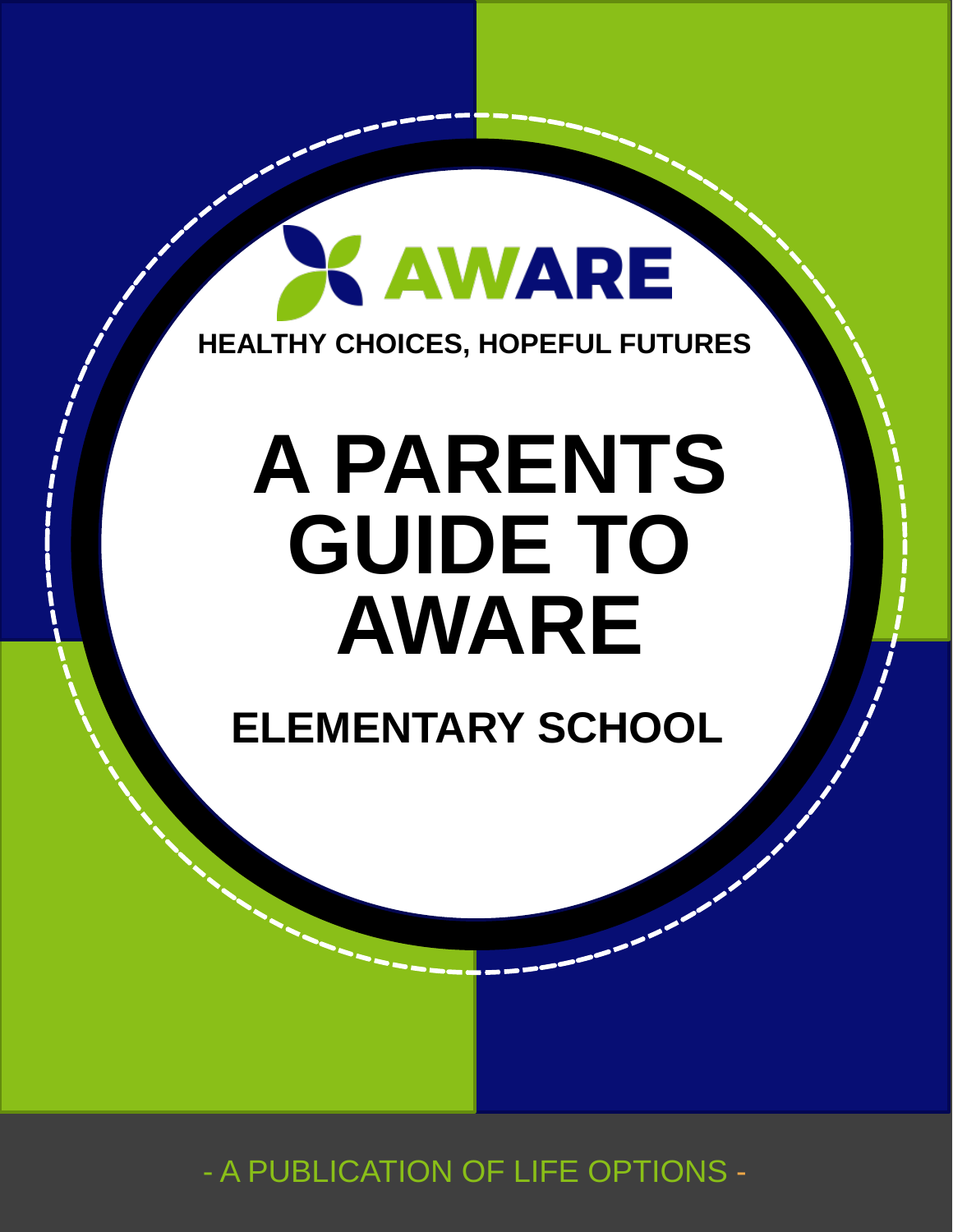AWARE

HEALTHY CHOICES, HOPEFUL FUTURES

# A PARENTS GUIDE TO AWARE

## ELEMENTARY SCHOOL

- A PUBLICATION OF LIFE OPTIONS -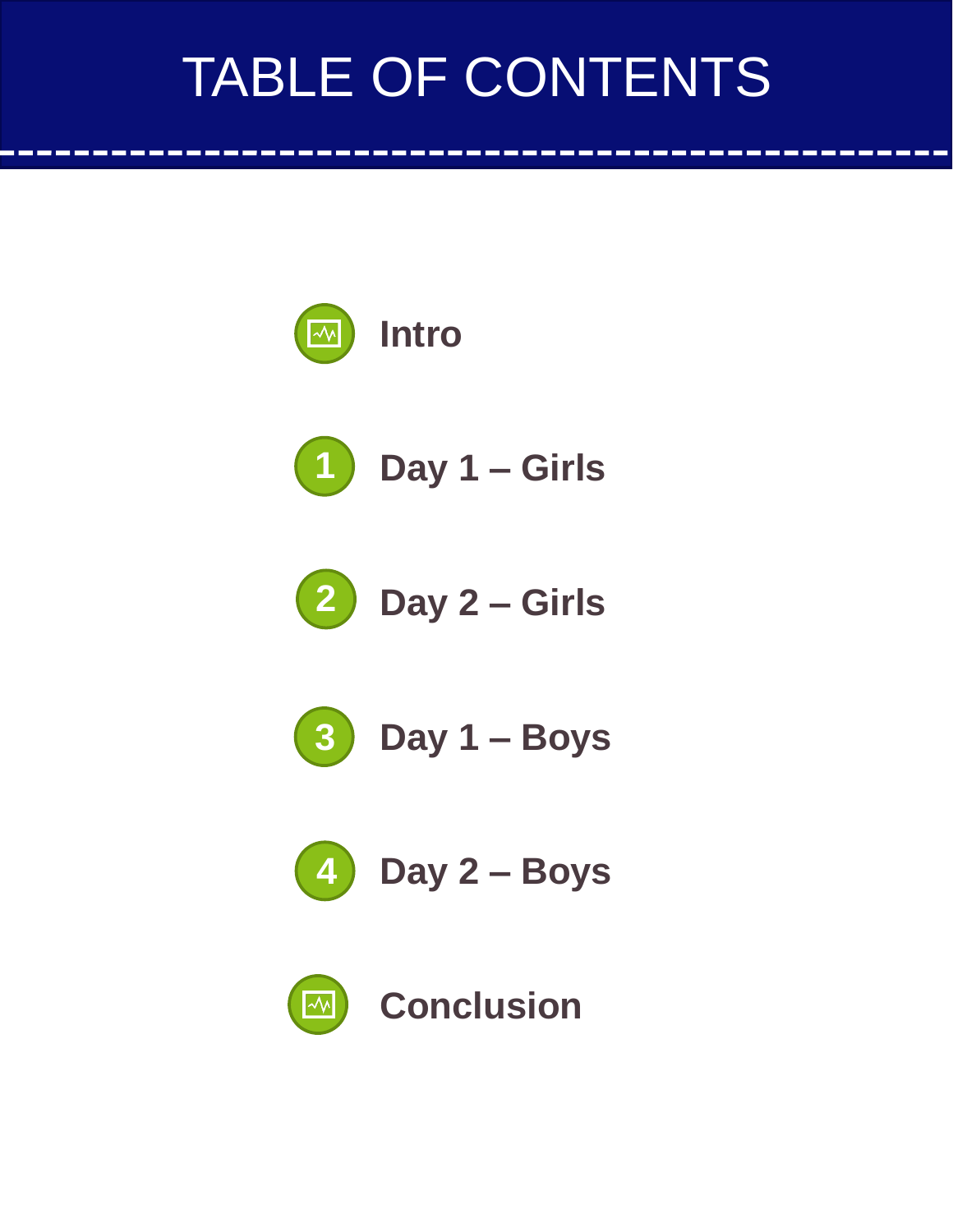# TABLE OF CONTENTS

- Intro
- 1 Day 1 – Girls
- 2 Day 2 – Girls
- 3 Day 1 – Boys
- 4 Day 2 – Boys
- Conclusion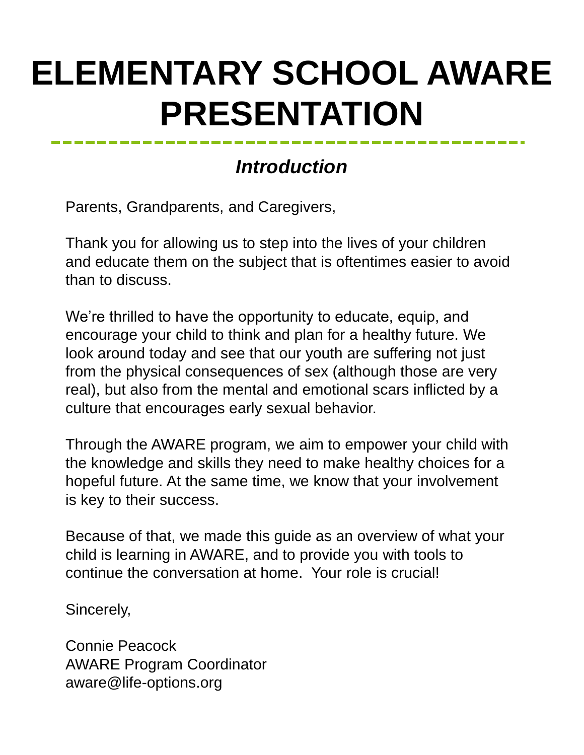# ELEMENTARY SCHOOL AWARE PRESENTATION

## *Introduction*

Parents, Grandparents, and Caregivers,

Thank you for allowing us to step into the lives of your children and educate them on the subject that is oftentimes easier to avoid than to discuss.

We're thrilled to have the opportunity to educate, equip, and encourage your child to think and plan for a healthy future. We look around today and see that our youth are suffering not just from the physical consequences of sex (although those are very real), but also from the mental and emotional scars inflicted by a culture that encourages early sexual behavior.

Through the AWARE program, we aim to empower your child with the knowledge and skills they need to make healthy choices for a hopeful future. At the same time, we know that your involvement is key to their success.

Because of that, we made this guide as an overview of what your child is learning in AWARE, and to provide you with tools to continue the conversation at home. Your role is crucial!

Sincerely,

Connie Peacock
AWARE Program Coordinator
aware@life-options.org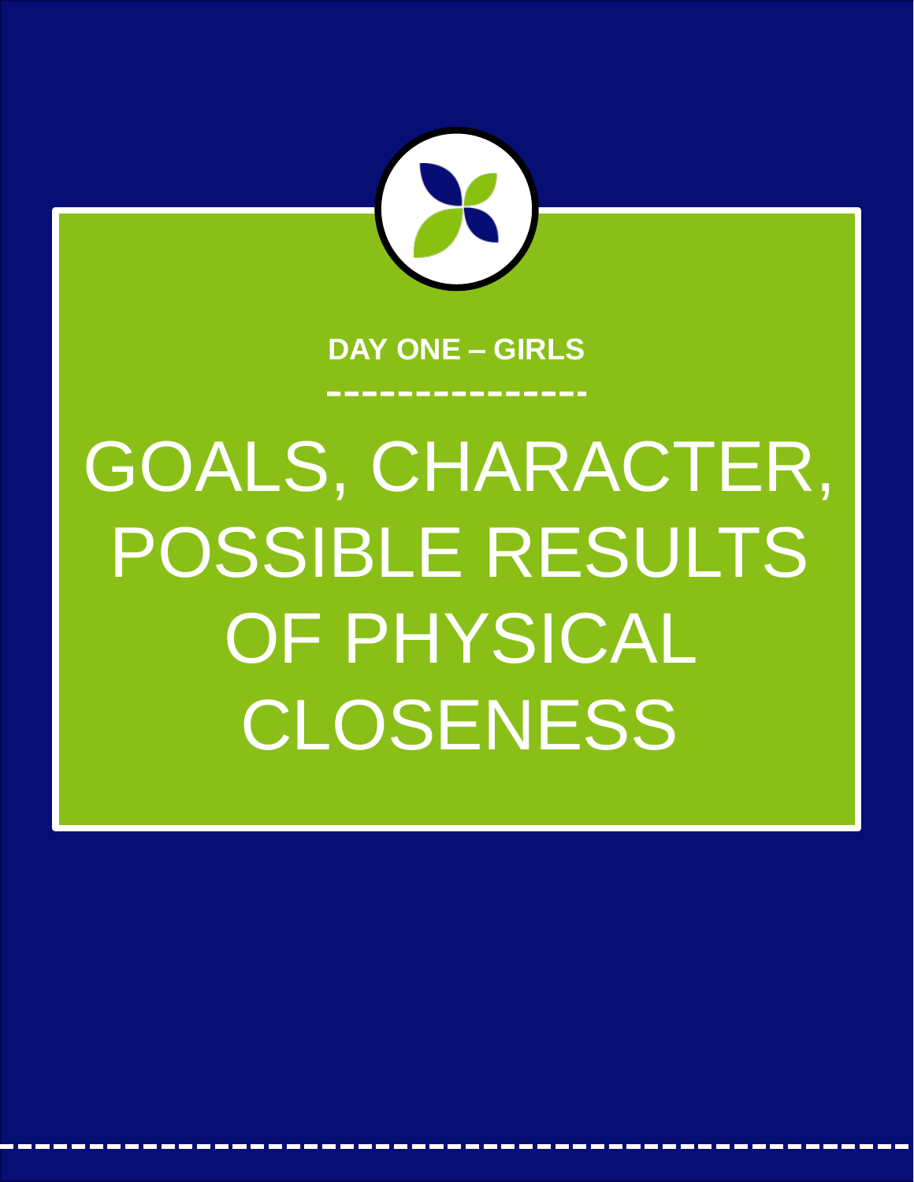**DAY ONE – GIRLS**

# GOALS, CHARACTER, POSSIBLE RESULTS OF PHYSICAL CLOSENESS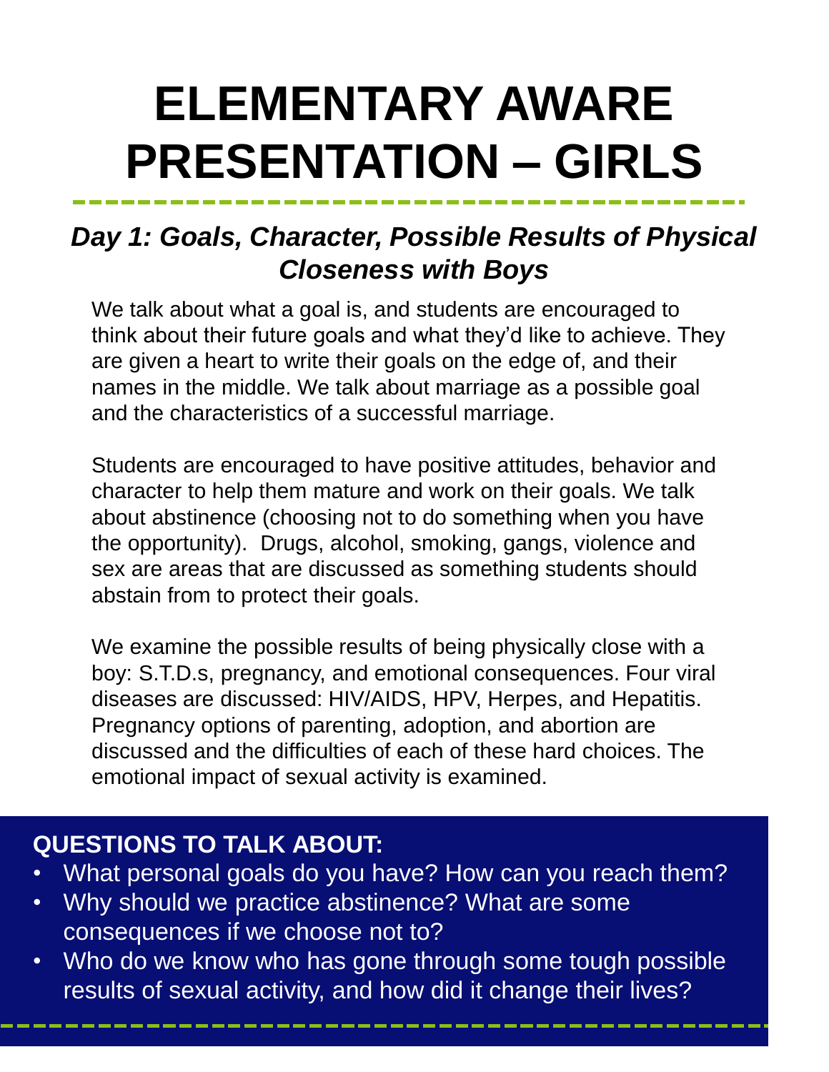# ELEMENTARY AWARE PRESENTATION – GIRLS

## *Day 1: Goals, Character, Possible Results of Physical Closeness with Boys*

We talk about what a goal is, and students are encouraged to think about their future goals and what they'd like to achieve. They are given a heart to write their goals on the edge of, and their names in the middle. We talk about marriage as a possible goal and the characteristics of a successful marriage.

Students are encouraged to have positive attitudes, behavior and character to help them mature and work on their goals. We talk about abstinence (choosing not to do something when you have the opportunity). Drugs, alcohol, smoking, gangs, violence and sex are areas that are discussed as something students should abstain from to protect their goals.

We examine the possible results of being physically close with a boy: S.T.D.s, pregnancy, and emotional consequences. Four viral diseases are discussed: HIV/AIDS, HPV, Herpes, and Hepatitis. Pregnancy options of parenting, adoption, and abortion are discussed and the difficulties of each of these hard choices. The emotional impact of sexual activity is examined.

**QUESTIONS TO TALK ABOUT:**

- What personal goals do you have? How can you reach them?
- Why should we practice abstinence? What are some consequences if we choose not to?
- Who do we know who has gone through some tough possible results of sexual activity, and how did it change their lives?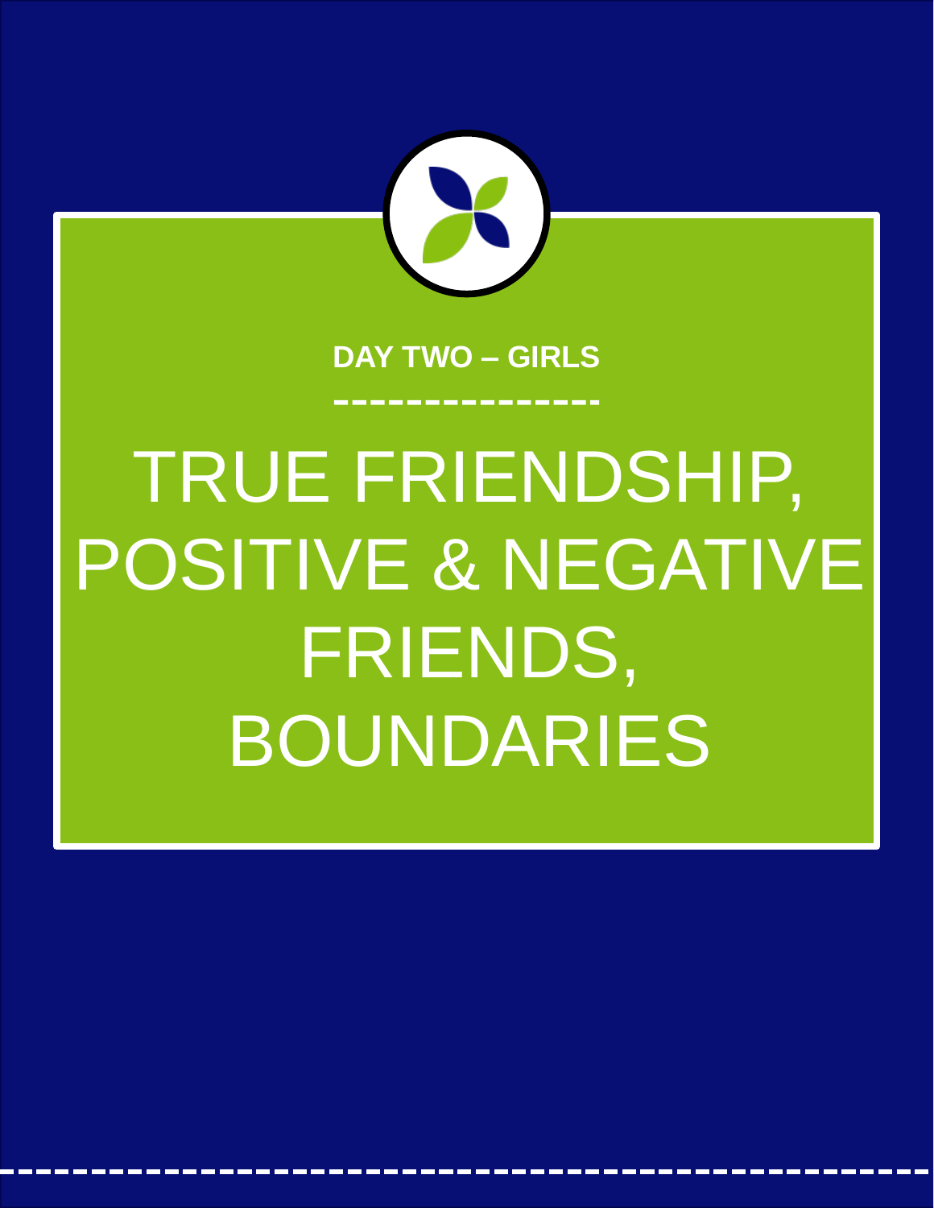**DAY TWO – GIRLS**

# TRUE FRIENDSHIP, POSITIVE & NEGATIVE FRIENDS, BOUNDARIES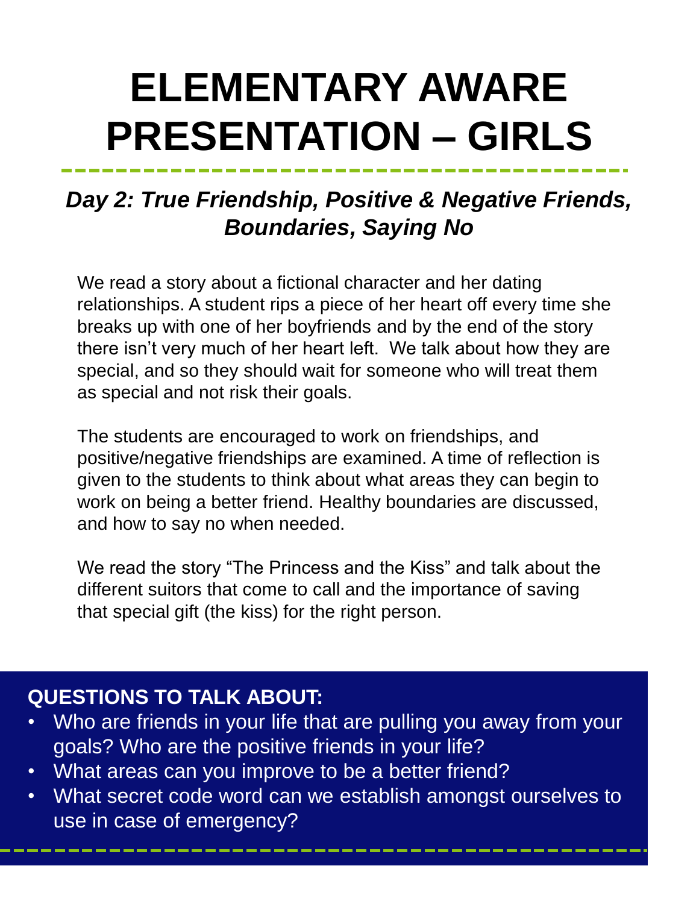# ELEMENTARY AWARE PRESENTATION – GIRLS

## *Day 2: True Friendship, Positive & Negative Friends, Boundaries, Saying No*

We read a story about a fictional character and her dating relationships. A student rips a piece of her heart off every time she breaks up with one of her boyfriends and by the end of the story there isn't very much of her heart left. We talk about how they are special, and so they should wait for someone who will treat them as special and not risk their goals.

The students are encouraged to work on friendships, and positive/negative friendships are examined. A time of reflection is given to the students to think about what areas they can begin to work on being a better friend. Healthy boundaries are discussed, and how to say no when needed.

We read the story "The Princess and the Kiss" and talk about the different suitors that come to call and the importance of saving that special gift (the kiss) for the right person.

**QUESTIONS TO TALK ABOUT:**

- Who are friends in your life that are pulling you away from your goals? Who are the positive friends in your life?
- What areas can you improve to be a better friend?
- What secret code word can we establish amongst ourselves to use in case of emergency?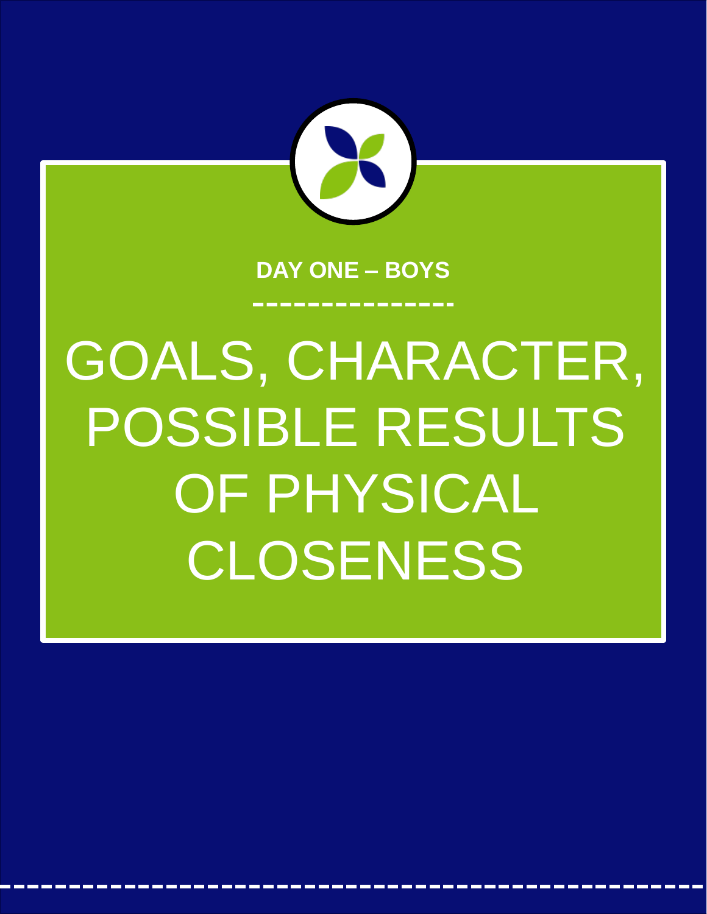**DAY ONE – BOYS**

---

# GOALS, CHARACTER, POSSIBLE RESULTS OF PHYSICAL CLOSENESS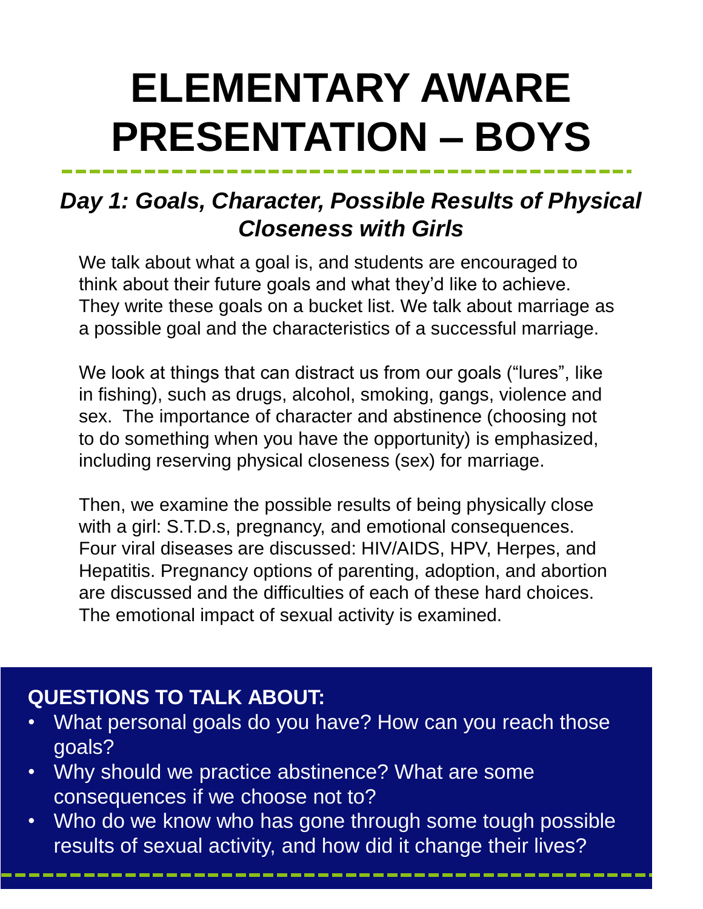# ELEMENTARY AWARE PRESENTATION – BOYS

## *Day 1: Goals, Character, Possible Results of Physical Closeness with Girls*

We talk about what a goal is, and students are encouraged to think about their future goals and what they'd like to achieve. They write these goals on a bucket list. We talk about marriage as a possible goal and the characteristics of a successful marriage.

We look at things that can distract us from our goals ("lures", like in fishing), such as drugs, alcohol, smoking, gangs, violence and sex. The importance of character and abstinence (choosing not to do something when you have the opportunity) is emphasized, including reserving physical closeness (sex) for marriage.

Then, we examine the possible results of being physically close with a girl: S.T.D.s, pregnancy, and emotional consequences. Four viral diseases are discussed: HIV/AIDS, HPV, Herpes, and Hepatitis. Pregnancy options of parenting, adoption, and abortion are discussed and the difficulties of each of these hard choices. The emotional impact of sexual activity is examined.

**QUESTIONS TO TALK ABOUT:**

- What personal goals do you have? How can you reach those goals?
- Why should we practice abstinence? What are some consequences if we choose not to?
- Who do we know who has gone through some tough possible results of sexual activity, and how did it change their lives?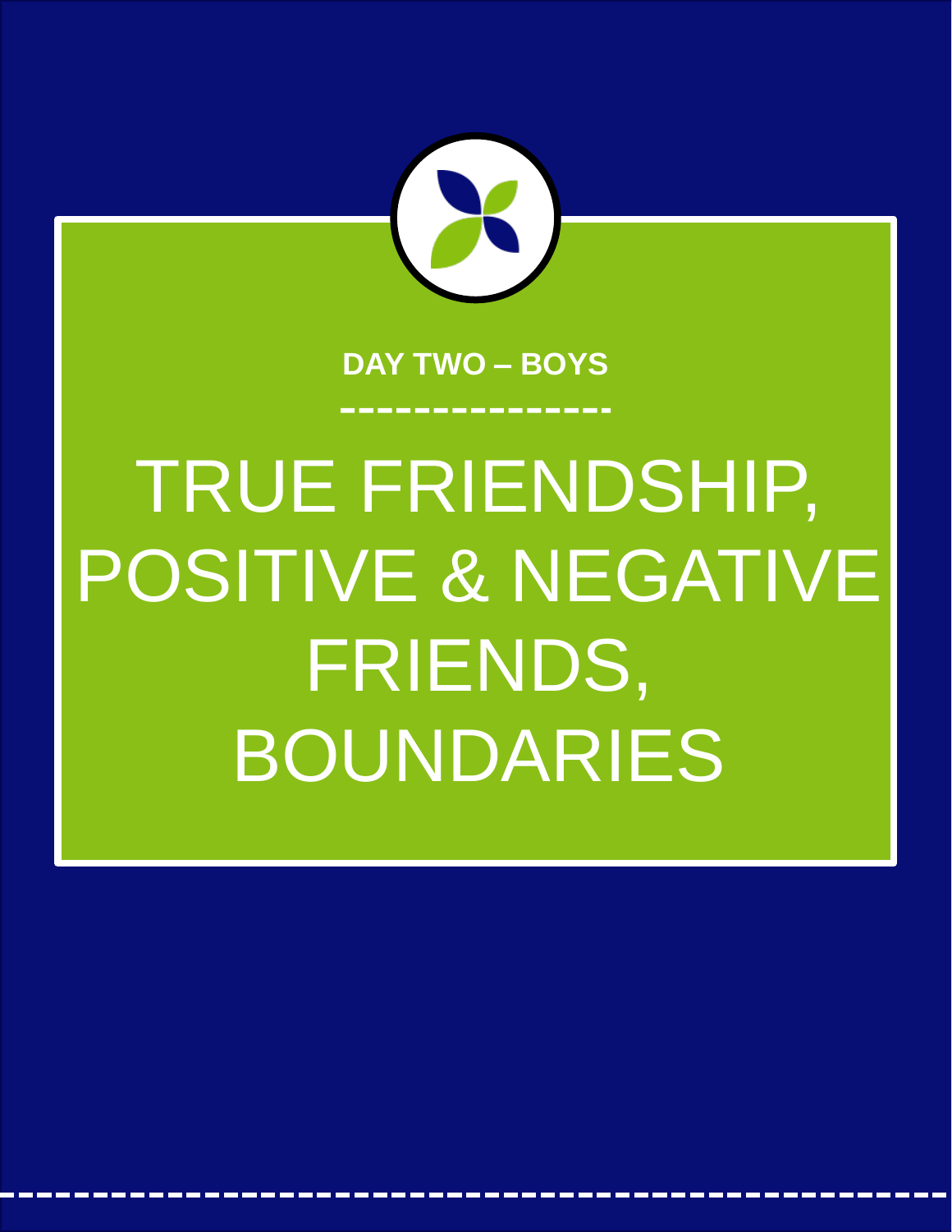**DAY TWO – BOYS**

# TRUE FRIENDSHIP, POSITIVE & NEGATIVE FRIENDS, BOUNDARIES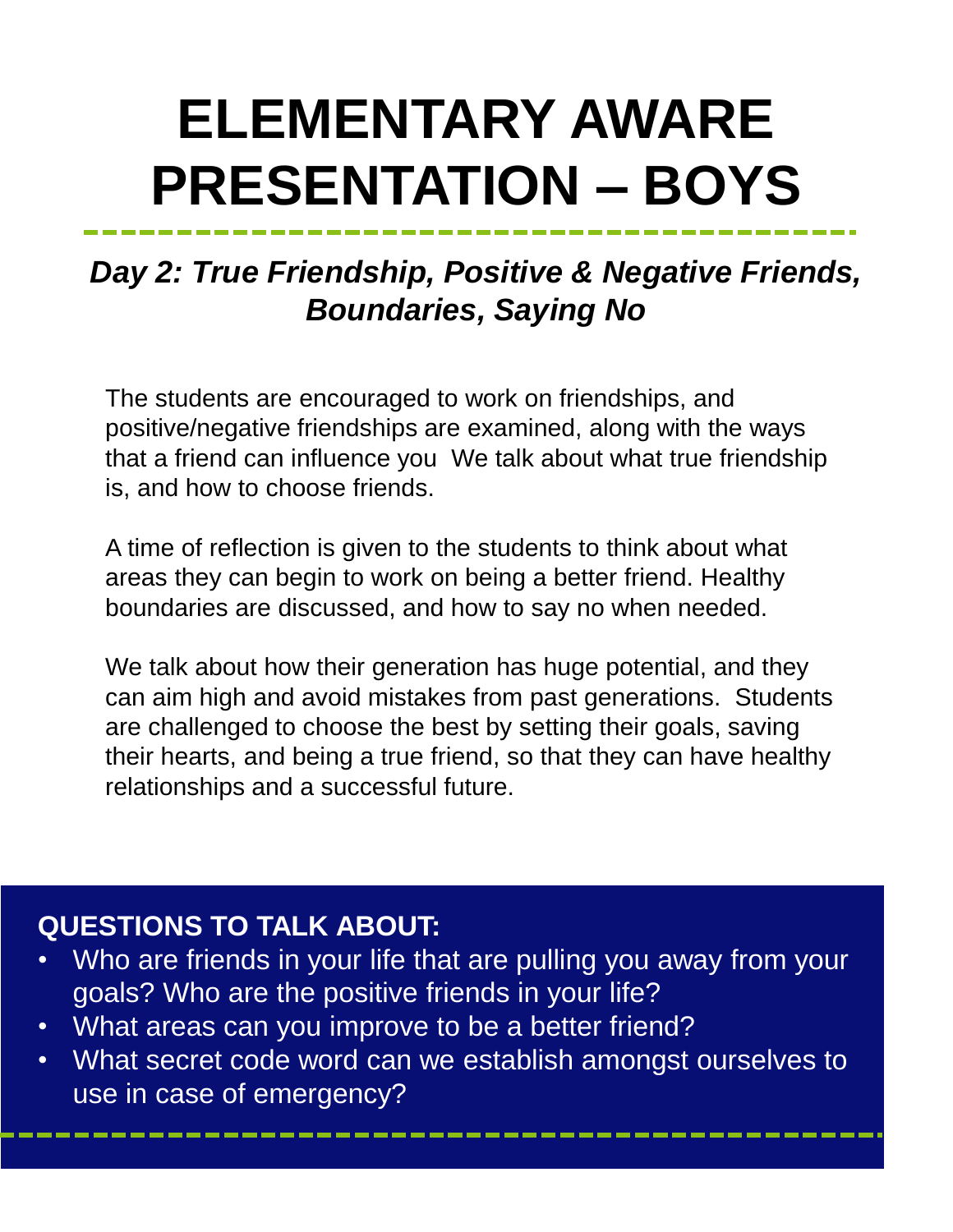# ELEMENTARY AWARE PRESENTATION – BOYS

## *Day 2: True Friendship, Positive & Negative Friends, Boundaries, Saying No*

The students are encouraged to work on friendships, and positive/negative friendships are examined, along with the ways that a friend can influence you  We talk about what true friendship is, and how to choose friends.

A time of reflection is given to the students to think about what areas they can begin to work on being a better friend. Healthy boundaries are discussed, and how to say no when needed.

We talk about how their generation has huge potential, and they can aim high and avoid mistakes from past generations.  Students are challenged to choose the best by setting their goals, saving their hearts, and being a true friend, so that they can have healthy relationships and a successful future.

**QUESTIONS TO TALK ABOUT:**

- Who are friends in your life that are pulling you away from your goals? Who are the positive friends in your life?
- What areas can you improve to be a better friend?
- What secret code word can we establish amongst ourselves to use in case of emergency?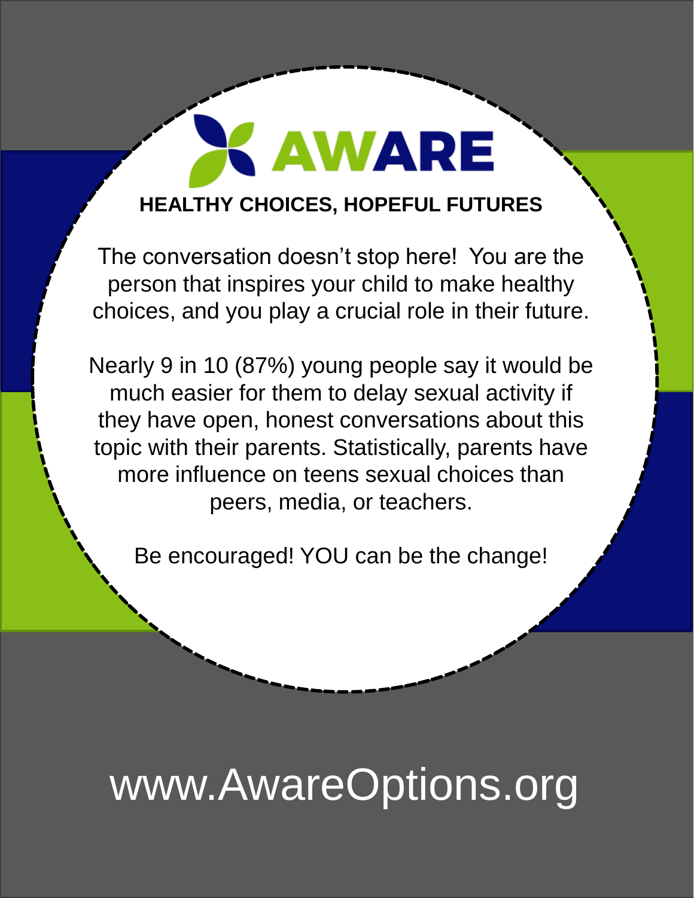# AWARE

**HEALTHY CHOICES, HOPEFUL FUTURES**

The conversation doesn't stop here! You are the person that inspires your child to make healthy choices, and you play a crucial role in their future.

Nearly 9 in 10 (87%) young people say it would be much easier for them to delay sexual activity if they have open, honest conversations about this topic with their parents. Statistically, parents have more influence on teens sexual choices than peers, media, or teachers.

Be encouraged! YOU can be the change!

www.AwareOptions.org